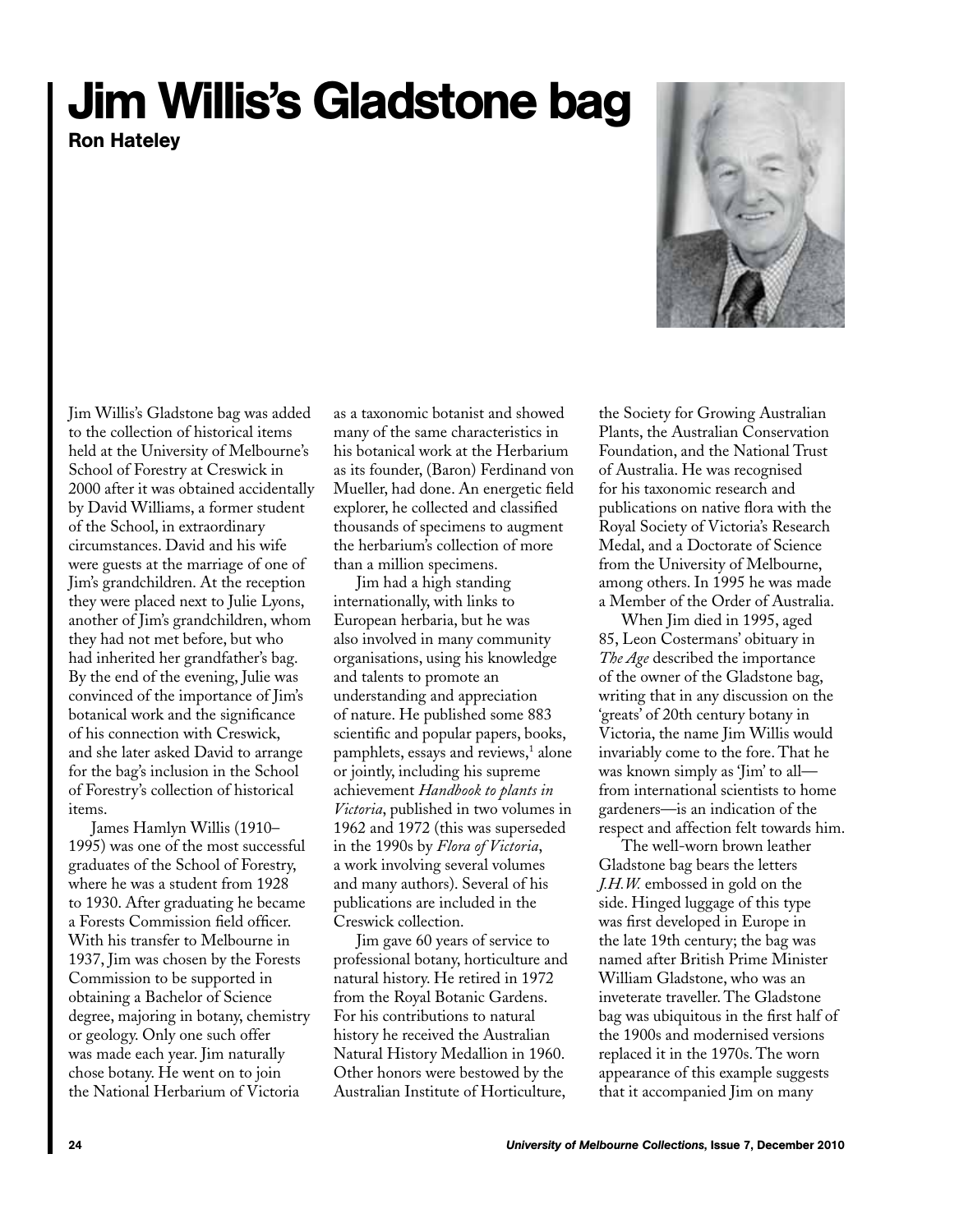# Jim Willis's Gladstone bag

**Ron Hateley**

Jim Willis's Gladstone bag was added to the collection of historical items held at the University of Melbourne's School of Forestry at Creswick in 2000 after it was obtained accidentally by David Williams, a former student of the School, in extraordinary circumstances. David and his wife were guests at the marriage of one of Jim's grandchildren. At the reception they were placed next to Julie Lyons, another of Jim's grandchildren, whom they had not met before, but who had inherited her grandfather's bag. By the end of the evening, Julie was convinced of the importance of Jim's botanical work and the significance of his connection with Creswick, and she later asked David to arrange for the bag's inclusion in the School of Forestry's collection of historical items.

James Hamlyn Willis (1910–1995) was one of the most successful graduates of the School of Forestry, where he was a student from 1928 to 1930. After graduating he became a Forests Commission field officer. With his transfer to Melbourne in 1937, Jim was chosen by the Forests Commission to be supported in obtaining a Bachelor of Science degree, majoring in botany, chemistry or geology. Only one such offer was made each year. Jim naturally chose botany. He went on to join the National Herbarium of Victoria as a taxonomic botanist and showed many of the same characteristics in his botanical work at the Herbarium as its founder, (Baron) Ferdinand von Mueller, had done. An energetic field explorer, he collected and classified thousands of specimens to augment the herbarium's collection of more than a million specimens.

Jim had a high standing internationally, with links to European herbaria, but he was also involved in many community organisations, using his knowledge and talents to promote an understanding and appreciation of nature. He published some 883 scientific and popular papers, books, pamphlets, essays and reviews,[1] alone or jointly, including his supreme achievement *Handbook to plants in Victoria*, published in two volumes in 1962 and 1972 (this was superseded in the 1990s by *Flora of Victoria*, a work involving several volumes and many authors). Several of his publications are included in the Creswick collection.

Jim gave 60 years of service to professional botany, horticulture and natural history. He retired in 1972 from the Royal Botanic Gardens. For his contributions to natural history he received the Australian Natural History Medallion in 1960. Other honors were bestowed by the Australian Institute of Horticulture, the Society for Growing Australian Plants, the Australian Conservation Foundation, and the National Trust of Australia. He was recognised for his taxonomic research and publications on native flora with the Royal Society of Victoria's Research Medal, and a Doctorate of Science from the University of Melbourne, among others. In 1995 he was made a Member of the Order of Australia.

When Jim died in 1995, aged 85, Leon Costermans' obituary in *The Age* described the importance of the owner of the Gladstone bag, writing that in any discussion on the 'greats' of 20th century botany in Victoria, the name Jim Willis would invariably come to the fore. That he was known simply as 'Jim' to all—from international scientists to home gardeners—is an indication of the respect and affection felt towards him.

The well-worn brown leather Gladstone bag bears the letters *J.H.W.* embossed in gold on the side. Hinged luggage of this type was first developed in Europe in the late 19th century; the bag was named after British Prime Minister William Gladstone, who was an inveterate traveller. The Gladstone bag was ubiquitous in the first half of the 1900s and modernised versions replaced it in the 1970s. The worn appearance of this example suggests that it accompanied Jim on many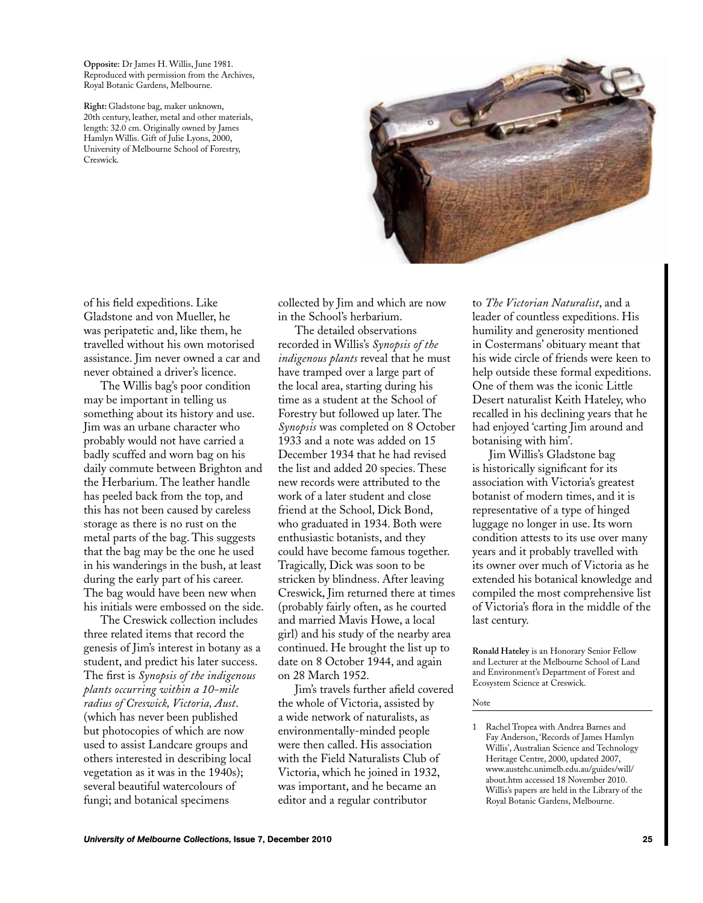**Opposite:** Dr James H. Willis, June 1981. Reproduced with permission from the Archives, Royal Botanic Gardens, Melbourne.

**Right:** Gladstone bag, maker unknown, 20th century, leather, metal and other materials, length: 32.0 cm. Originally owned by James Hamlyn Willis. Gift of Julie Lyons, 2000, University of Melbourne School of Forestry, Creswick.

of his field expeditions. Like Gladstone and von Mueller, he was peripatetic and, like them, he travelled without his own motorised assistance. Jim never owned a car and never obtained a driver's licence.

The Willis bag's poor condition may be important in telling us something about its history and use. Jim was an urbane character who probably would not have carried a badly scuffed and worn bag on his daily commute between Brighton and the Herbarium. The leather handle has peeled back from the top, and this has not been caused by careless storage as there is no rust on the metal parts of the bag. This suggests that the bag may be the one he used in his wanderings in the bush, at least during the early part of his career. The bag would have been new when his initials were embossed on the side.

The Creswick collection includes three related items that record the genesis of Jim's interest in botany as a student, and predict his later success. The first is *Synopsis of the indigenous plants occurring within a 10-mile radius of Creswick, Victoria, Aust*. (which has never been published but photocopies of which are now used to assist Landcare groups and others interested in describing local vegetation as it was in the 1940s); several beautiful watercolours of fungi; and botanical specimens collected by Jim and which are now in the School's herbarium.

The detailed observations recorded in Willis's *Synopsis of the indigenous plants* reveal that he must have tramped over a large part of the local area, starting during his time as a student at the School of Forestry but followed up later. The *Synopsis* was completed on 8 October 1933 and a note was added on 15 December 1934 that he had revised the list and added 20 species. These new records were attributed to the work of a later student and close friend at the School, Dick Bond, who graduated in 1934. Both were enthusiastic botanists, and they could have become famous together. Tragically, Dick was soon to be stricken by blindness. After leaving Creswick, Jim returned there at times (probably fairly often, as he courted and married Mavis Howe, a local girl) and his study of the nearby area continued. He brought the list up to date on 8 October 1944, and again on 28 March 1952.

Jim's travels further afield covered the whole of Victoria, assisted by a wide network of naturalists, as environmentally-minded people were then called. His association with the Field Naturalists Club of Victoria, which he joined in 1932, was important, and he became an editor and a regular contributor to *The Victorian Naturalist*, and a leader of countless expeditions. His humility and generosity mentioned in Costermans' obituary meant that his wide circle of friends were keen to help outside these formal expeditions. One of them was the iconic Little Desert naturalist Keith Hateley, who recalled in his declining years that he had enjoyed 'carting Jim around and botanising with him'.

Jim Willis's Gladstone bag is historically significant for its association with Victoria's greatest botanist of modern times, and it is representative of a type of hinged luggage no longer in use. Its worn condition attests to its use over many years and it probably travelled with its owner over much of Victoria as he extended his botanical knowledge and compiled the most comprehensive list of Victoria's flora in the middle of the last century.

**Ronald Hateley** is an Honorary Senior Fellow and Lecturer at the Melbourne School of Land and Environment's Department of Forest and Ecosystem Science at Creswick.

Note

1 Rachel Tropea with Andrea Barnes and Fay Anderson, 'Records of James Hamlyn Willis', Australian Science and Technology Heritage Centre, 2000, updated 2007, www.austehc.unimelb.edu.au/guides/will/about.htm accessed 18 November 2010. Willis's papers are held in the Library of the Royal Botanic Gardens, Melbourne.